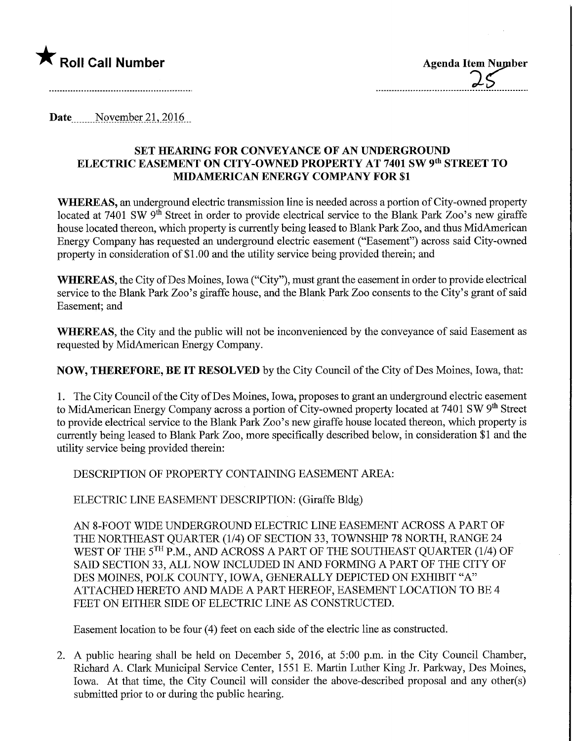★ **Roll Call Number**

**Agenda Item Number**
25

**Date** November 21, 2016

## SET HEARING FOR CONVEYANCE OF AN UNDERGROUND ELECTRIC EASEMENT ON CITY-OWNED PROPERTY AT 7401 SW 9th STREET TO MIDAMERICAN ENERGY COMPANY FOR $1

**WHEREAS,** an underground electric transmission line is needed across a portion of City-owned property located at 7401 SW 9th Street in order to provide electrical service to the Blank Park Zoo's new giraffe house located thereon, which property is currently being leased to Blank Park Zoo, and thus MidAmerican Energy Company has requested an underground electric easement ("Easement") across said City-owned property in consideration of $1.00 and the utility service being provided therein; and

**WHEREAS,** the City of Des Moines, Iowa ("City"), must grant the easement in order to provide electrical service to the Blank Park Zoo's giraffe house, and the Blank Park Zoo consents to the City's grant of said Easement; and

**WHEREAS,** the City and the public will not be inconvenienced by the conveyance of said Easement as requested by MidAmerican Energy Company.

**NOW, THEREFORE, BE IT RESOLVED** by the City Council of the City of Des Moines, Iowa, that:

1. The City Council of the City of Des Moines, Iowa, proposes to grant an underground electric easement to MidAmerican Energy Company across a portion of City-owned property located at 7401 SW 9th Street to provide electrical service to the Blank Park Zoo's new giraffe house located thereon, which property is currently being leased to Blank Park Zoo, more specifically described below, in consideration $1 and the utility service being provided therein:

   DESCRIPTION OF PROPERTY CONTAINING EASEMENT AREA:

   ELECTRIC LINE EASEMENT DESCRIPTION: (Giraffe Bldg)

   AN 8-FOOT WIDE UNDERGROUND ELECTRIC LINE EASEMENT ACROSS A PART OF THE NORTHEAST QUARTER (1/4) OF SECTION 33, TOWNSHIP 78 NORTH, RANGE 24 WEST OF THE 5TH P.M., AND ACROSS A PART OF THE SOUTHEAST QUARTER (1/4) OF SAID SECTION 33, ALL NOW INCLUDED IN AND FORMING A PART OF THE CITY OF DES MOINES, POLK COUNTY, IOWA, GENERALLY DEPICTED ON EXHIBIT "A" ATTACHED HERETO AND MADE A PART HEREOF, EASEMENT LOCATION TO BE 4 FEET ON EITHER SIDE OF ELECTRIC LINE AS CONSTRUCTED.

   Easement location to be four (4) feet on each side of the electric line as constructed.

2. A public hearing shall be held on December 5, 2016, at 5:00 p.m. in the City Council Chamber, Richard A. Clark Municipal Service Center, 1551 E. Martin Luther King Jr. Parkway, Des Moines, Iowa. At that time, the City Council will consider the above-described proposal and any other(s) submitted prior to or during the public hearing.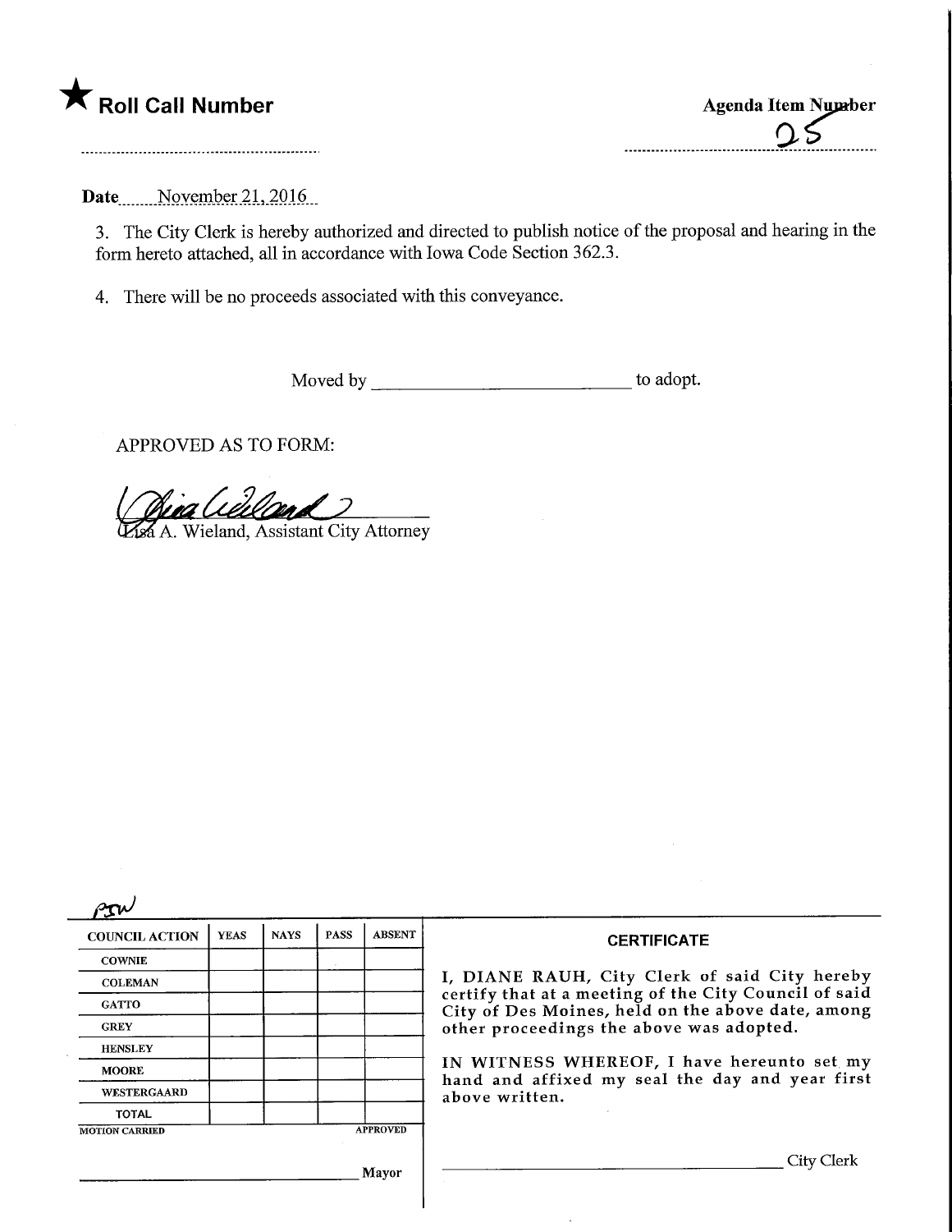★ **Roll Call Number**

**Agenda Item Number**
25

**Date** November 21, 2016

3. The City Clerk is hereby authorized and directed to publish notice of the proposal and hearing in the form hereto attached, all in accordance with Iowa Code Section 362.3.

4. There will be no proceeds associated with this conveyance.

Moved by ____________________________ to adopt.

APPROVED AS TO FORM:

Lisa A. Wieland, Assistant City Attorney

PSW

| COUNCIL ACTION | YEAS | NAYS | PASS | ABSENT |
| --- | --- | --- | --- | --- |
| COWNIE | | | | |
| COLEMAN | | | | |
| GATTO | | | | |
| GREY | | | | |
| HENSLEY | | | | |
| MOORE | | | | |
| WESTERGAARD | | | | |
| TOTAL | | | | |

MOTION CARRIED APPROVED

____________________________ Mayor

**CERTIFICATE**

I, DIANE RAUH, City Clerk of said City hereby certify that at a meeting of the City Council of said City of Des Moines, held on the above date, among other proceedings the above was adopted.

IN WITNESS WHEREOF, I have hereunto set my hand and affixed my seal the day and year first above written.

____________________________ City Clerk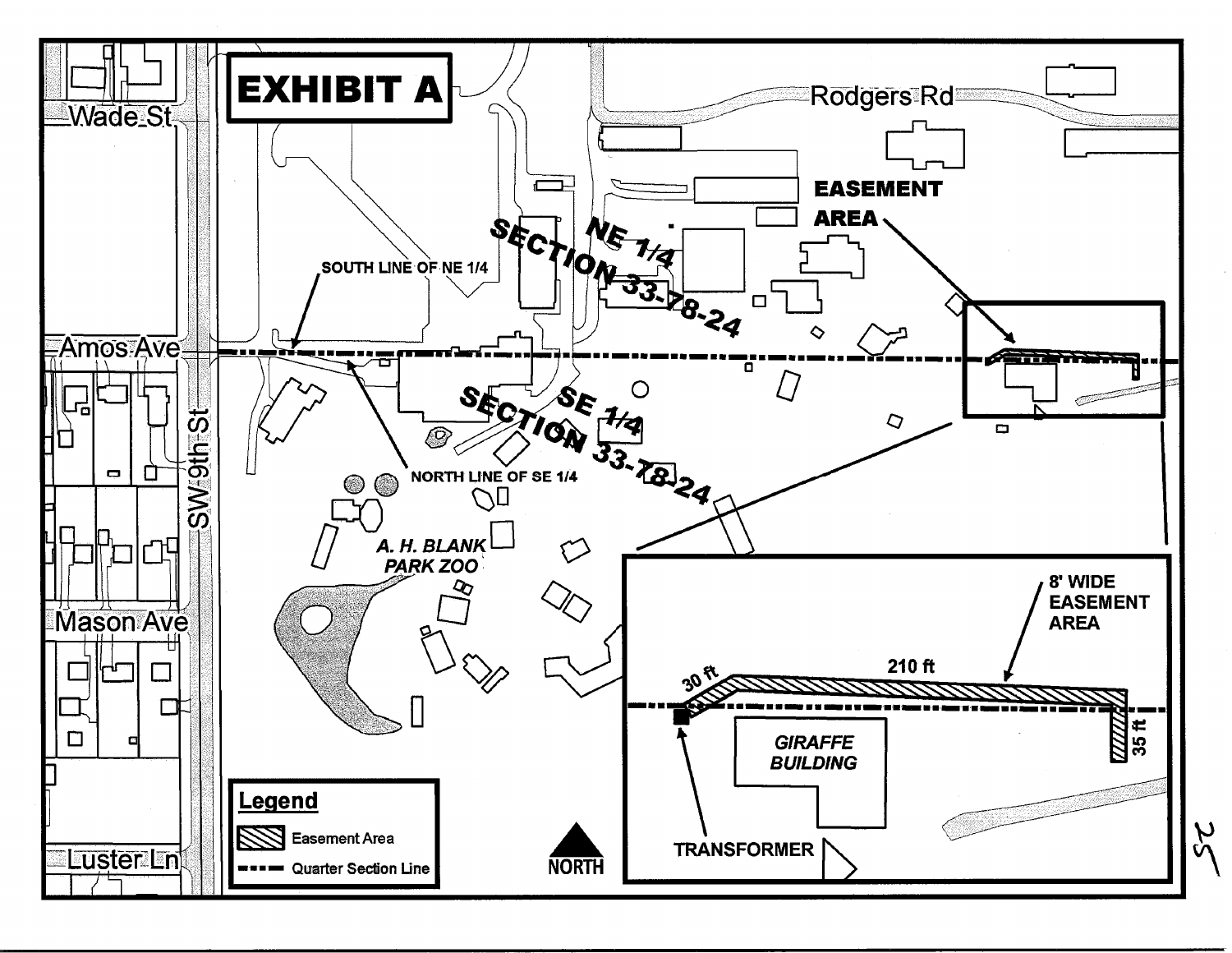# EXHIBIT A

Rodgers Rd

Wade St

Amos Ave

Mason Ave

Luster Ln

SW 9th St

EASEMENT AREA

NE 1/4 SECTION 33-78-24

SE 1/4 SECTION 33-78-24

SOUTH LINE OF NE 1/4

NORTH LINE OF SE 1/4

A. H. BLANK PARK ZOO

8' WIDE EASEMENT AREA

30 ft

210 ft

35 ft

GIRAFFE BUILDING

TRANSFORMER

**Legend**

Easement Area

Quarter Section Line

NORTH

25